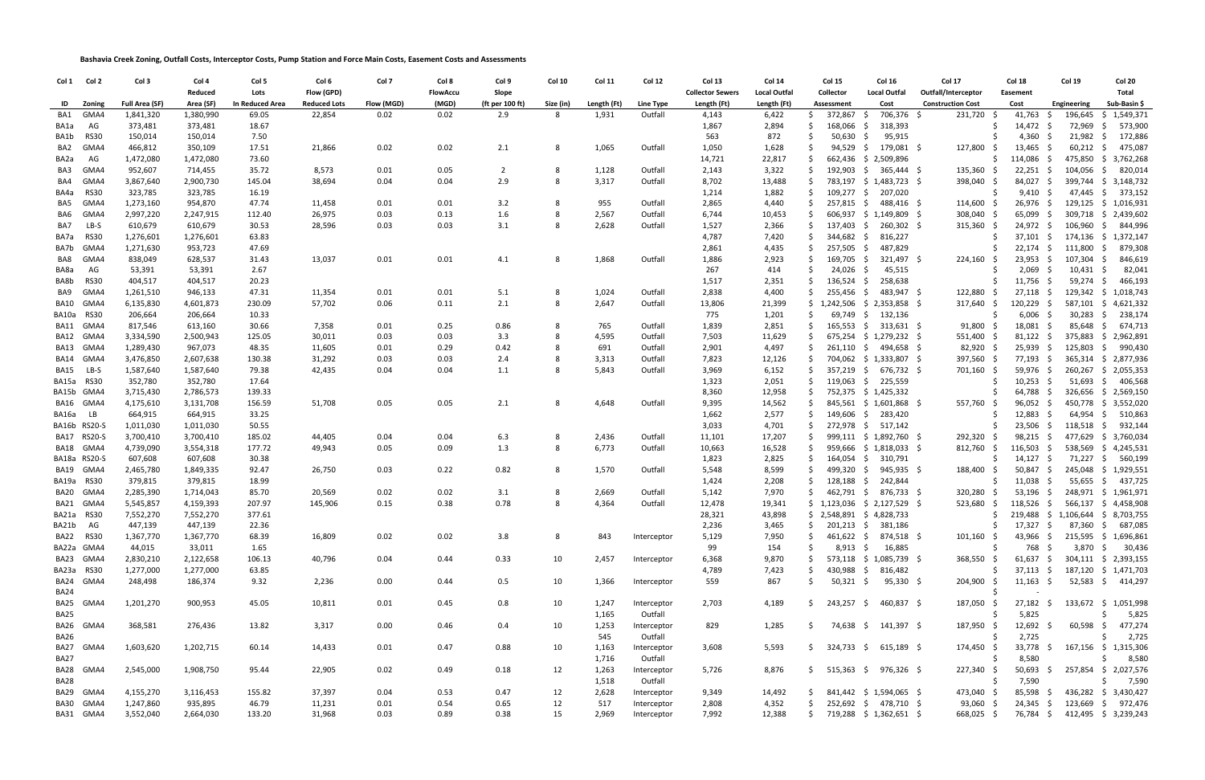**Bashavia Creek Zoning, Outfall Costs, Interceptor Costs, Pump Station and Force Main Costs, Easement Costs and Assessments**

| Col 1 | Col 2 | Col 3 | Col 4 | Col 5 | Col 6 | Col 7 | Col 8 | Col 9 | Col 10 | Col 11 | Col 12 | Col 13 | Col 14 | Col 15 | Col 16 | Col 17 | Col 18 | Col 19 | Col 20 |
|---|---|---|---|---|---|---|---|---|---|---|---|---|---|---|---|---|---|---|---|
| | | | Reduced | Lots | Flow (GPD) | | FlowAccu | Slope | | | | Collector Sewers | Local Outfal | Collector | Local Outfal | Outfall/Interceptor | Easement | | Total |
| ID | Zoning | Full Area (SF) | Area (SF) | In Reduced Area | Reduced Lots | Flow (MGD) | (MGD) | (ft per 100 ft) | Size (in) | Length (Ft) | Line Type | Length (Ft) | Length (Ft) | Assessment | Cost | Construction Cost | Cost | Engineering | Sub-Basin $ |
| BA1 | GMA4 | 1,841,320 | 1,380,990 | 69.05 | 22,854 | 0.02 | 0.02 | 2.9 | 8 | 1,931 | Outfall | 4,143 | 6,422 | $ 372,867 | $ 706,376 | $ 231,720 | $ 41,763 | $ 196,645 | $ 1,549,371 |
| BA1a | AG | 373,481 | 373,481 | 18.67 | | | | | | | | 1,867 | 2,894 | $ 168,066 | $ 318,393 | | $ 14,472 | $ 72,969 | $ 573,900 |
| BA1b | RS30 | 150,014 | 150,014 | 7.50 | | | | | | | | 563 | 872 | $ 50,630 | $ 95,915 | | $ 4,360 | $ 21,982 | $ 172,886 |
| BA2 | GMA4 | 466,812 | 350,109 | 17.51 | 21,866 | 0.02 | 0.02 | 2.1 | 8 | 1,065 | Outfall | 1,050 | 1,628 | $ 94,529 | $ 179,081 | $ 127,800 | $ 13,465 | $ 60,212 | $ 475,087 |
| BA2a | AG | 1,472,080 | 1,472,080 | 73.60 | | | | | | | | 14,721 | 22,817 | $ 662,436 | $ 2,509,896 | | $ 114,086 | $ 475,850 | $ 3,762,268 |
| BA3 | GMA4 | 952,607 | 714,455 | 35.72 | 8,573 | 0.01 | 0.05 | 2 | 8 | 1,128 | Outfall | 2,143 | 3,322 | $ 192,903 | $ 365,444 | $ 135,360 | $ 22,251 | $ 104,056 | $ 820,014 |
| BA4 | GMA4 | 3,867,640 | 2,900,730 | 145.04 | 38,694 | 0.04 | 0.04 | 2.9 | 8 | 3,317 | Outfall | 8,702 | 13,488 | $ 783,197 | $ 1,483,723 | $ 398,040 | $ 84,027 | $ 399,744 | $ 3,148,732 |
| BA4a | RS30 | 323,785 | 323,785 | 16.19 | | | | | | | | 1,214 | 1,882 | $ 109,277 | $ 207,020 | | $ 9,410 | $ 47,445 | $ 373,152 |
| BA5 | GMA4 | 1,273,160 | 954,870 | 47.74 | 11,458 | 0.01 | 0.01 | 3.2 | 8 | 955 | Outfall | 2,865 | 4,440 | $ 257,815 | $ 488,416 | $ 114,600 | $ 26,976 | $ 129,125 | $ 1,016,931 |
| BA6 | GMA4 | 2,997,220 | 2,247,915 | 112.40 | 26,975 | 0.03 | 0.13 | 1.6 | 8 | 2,567 | Outfall | 6,744 | 10,453 | $ 606,937 | $ 1,149,809 | $ 308,040 | $ 65,099 | $ 309,718 | $ 2,439,602 |
| BA7 | LB-S | 610,679 | 610,679 | 30.53 | 28,596 | 0.03 | 0.03 | 3.1 | 8 | 2,628 | Outfall | 1,527 | 2,366 | $ 137,403 | $ 260,302 | $ 315,360 | $ 24,972 | $ 106,960 | $ 844,996 |
| BA7a | RS30 | 1,276,601 | 1,276,601 | 63.83 | | | | | | | | 4,787 | 7,420 | $ 344,682 | $ 816,227 | | $ 37,101 | $ 174,136 | $ 1,372,147 |
| BA7b | GMA4 | 1,271,630 | 953,723 | 47.69 | | | | | | | | 2,861 | 4,435 | $ 257,505 | $ 487,829 | | $ 22,174 | $ 111,800 | $ 879,308 |
| BA8 | GMA4 | 838,049 | 628,537 | 31.43 | 13,037 | 0.01 | 0.01 | 4.1 | 8 | 1,868 | Outfall | 1,886 | 2,923 | $ 169,705 | $ 321,497 | $ 224,160 | $ 23,953 | $ 107,304 | $ 846,619 |
| BA8a | AG | 53,391 | 53,391 | 2.67 | | | | | | | | 267 | 414 | $ 24,026 | $ 45,515 | | $ 2,069 | $ 10,431 | $ 82,041 |
| BA8b | RS30 | 404,517 | 404,517 | 20.23 | | | | | | | | 1,517 | 2,351 | $ 136,524 | $ 258,638 | | $ 11,756 | $ 59,274 | $ 466,193 |
| BA9 | GMA4 | 1,261,510 | 946,133 | 47.31 | 11,354 | 0.01 | 0.01 | 5.1 | 8 | 1,024 | Outfall | 2,838 | 4,400 | $ 255,456 | $ 483,947 | $ 122,880 | $ 27,118 | $ 129,342 | $ 1,018,743 |
| BA10 | GMA4 | 6,135,830 | 4,601,873 | 230.09 | 57,702 | 0.06 | 0.11 | 2.1 | 8 | 2,647 | Outfall | 13,806 | 21,399 | $ 1,242,506 | $ 2,353,858 | $ 317,640 | $ 120,229 | $ 587,101 | $ 4,621,332 |
| BA10a | RS30 | 206,664 | 206,664 | 10.33 | | | | | | | | 775 | 1,201 | $ 69,749 | $ 132,136 | | $ 6,006 | $ 30,283 | $ 238,174 |
| BA11 | GMA4 | 817,546 | 613,160 | 30.66 | 7,358 | 0.01 | 0.25 | 0.86 | 8 | 765 | Outfall | 1,839 | 2,851 | $ 165,553 | $ 313,631 | $ 91,800 | $ 18,081 | $ 85,648 | $ 674,713 |
| BA12 | GMA4 | 3,334,590 | 2,500,943 | 125.05 | 30,011 | 0.03 | 0.03 | 3.3 | 8 | 4,595 | Outfall | 7,503 | 11,629 | $ 675,254 | $ 1,279,232 | $ 551,400 | $ 81,122 | $ 375,883 | $ 2,962,891 |
| BA13 | GMA4 | 1,289,430 | 967,073 | 48.35 | 11,605 | 0.01 | 0.29 | 0.42 | 8 | 691 | Outfall | 2,901 | 4,497 | $ 261,110 | $ 494,658 | $ 82,920 | $ 25,939 | $ 125,803 | $ 990,430 |
| BA14 | GMA4 | 3,476,850 | 2,607,638 | 130.38 | 31,292 | 0.03 | 0.03 | 2.4 | 8 | 3,313 | Outfall | 7,823 | 12,126 | $ 704,062 | $ 1,333,807 | $ 397,560 | $ 77,193 | $ 365,314 | $ 2,877,936 |
| BA15 | LB-S | 1,587,640 | 1,587,640 | 79.38 | 42,435 | 0.04 | 0.04 | 1.1 | 8 | 5,843 | Outfall | 3,969 | 6,152 | $ 357,219 | $ 676,732 | $ 701,160 | $ 59,976 | $ 260,267 | $ 2,055,353 |
| BA15a | RS30 | 352,780 | 352,780 | 17.64 | | | | | | | | 1,323 | 2,051 | $ 119,063 | $ 225,559 | | $ 10,253 | $ 51,693 | $ 406,568 |
| BA15b | GMA4 | 3,715,430 | 2,786,573 | 139.33 | | | | | | | | 8,360 | 12,958 | $ 752,375 | $ 1,425,332 | | $ 64,788 | $ 326,656 | $ 2,569,150 |
| BA16 | GMA4 | 4,175,610 | 3,131,708 | 156.59 | 51,708 | 0.05 | 0.05 | 2.1 | 8 | 4,648 | Outfall | 9,395 | 14,562 | $ 845,561 | $ 1,601,868 | $ 557,760 | $ 96,052 | $ 450,778 | $ 3,552,020 |
| BA16a | LB | 664,915 | 664,915 | 33.25 | | | | | | | | 1,662 | 2,577 | $ 149,606 | $ 283,420 | | $ 12,883 | $ 64,954 | $ 510,863 |
| BA16b | RS20-S | 1,011,030 | 1,011,030 | 50.55 | | | | | | | | 3,033 | 4,701 | $ 272,978 | $ 517,142 | | $ 23,506 | $ 118,518 | $ 932,144 |
| BA17 | RS20-S | 3,700,410 | 3,700,410 | 185.02 | 44,405 | 0.04 | 0.04 | 6.3 | 8 | 2,436 | Outfall | 11,101 | 17,207 | $ 999,111 | $ 1,892,760 | $ 292,320 | $ 98,215 | $ 477,629 | $ 3,760,034 |
| BA18 | GMA4 | 4,739,090 | 3,554,318 | 177.72 | 49,943 | 0.05 | 0.09 | 1.3 | 8 | 6,773 | Outfall | 10,663 | 16,528 | $ 959,666 | $ 1,818,033 | $ 812,760 | $ 116,503 | $ 538,569 | $ 4,245,531 |
| BA18a | RS20-S | 607,608 | 607,608 | 30.38 | | | | | | | | 1,823 | 2,825 | $ 164,054 | $ 310,791 | | $ 14,127 | $ 71,227 | $ 560,199 |
| BA19 | GMA4 | 2,465,780 | 1,849,335 | 92.47 | 26,750 | 0.03 | 0.22 | 0.82 | 8 | 1,570 | Outfall | 5,548 | 8,599 | $ 499,320 | $ 945,935 | $ 188,400 | $ 50,847 | $ 245,048 | $ 1,929,551 |
| BA19a | RS30 | 379,815 | 379,815 | 18.99 | | | | | | | | 1,424 | 2,208 | $ 128,188 | $ 242,844 | | $ 11,038 | $ 55,655 | $ 437,725 |
| BA20 | GMA4 | 2,285,390 | 1,714,043 | 85.70 | 20,569 | 0.02 | 0.02 | 3.1 | 8 | 2,669 | Outfall | 5,142 | 7,970 | $ 462,791 | $ 876,733 | $ 320,280 | $ 53,196 | $ 248,971 | $ 1,961,971 |
| BA21 | GMA4 | 5,545,857 | 4,159,393 | 207.97 | 145,906 | 0.15 | 0.38 | 0.78 | 8 | 4,364 | Outfall | 12,478 | 19,341 | $ 1,123,036 | $ 2,127,529 | $ 523,680 | $ 118,526 | $ 566,137 | $ 4,458,908 |
| BA21a | RS30 | 7,552,270 | 7,552,270 | 377.61 | | | | | | | | 28,321 | 43,898 | $ 2,548,891 | $ 4,828,733 | | $ 219,488 | $ 1,106,644 | $ 8,703,755 |
| BA21b | AG | 447,139 | 447,139 | 22.36 | | | | | | | | 2,236 | 3,465 | $ 201,213 | $ 381,186 | | $ 17,327 | $ 87,360 | $ 687,085 |
| BA22 | RS30 | 1,367,770 | 1,367,770 | 68.39 | 16,809 | 0.02 | 0.02 | 3.8 | 8 | 843 | Interceptor | 5,129 | 7,950 | $ 461,622 | $ 874,518 | $ 101,160 | $ 43,966 | $ 215,595 | $ 1,696,861 |
| BA22a | GMA4 | 44,015 | 33,011 | 1.65 | | | | | | | | 99 | 154 | $ 8,913 | $ 16,885 | | $ 768 | $ 3,870 | $ 30,436 |
| BA23 | GMA4 | 2,830,210 | 2,122,658 | 106.13 | 40,796 | 0.04 | 0.44 | 0.33 | 10 | 2,457 | Interceptor | 6,368 | 9,870 | $ 573,118 | $ 1,085,739 | $ 368,550 | $ 61,637 | $ 304,111 | $ 2,393,155 |
| BA23a | RS30 | 1,277,000 | 1,277,000 | 63.85 | | | | | | | | 4,789 | 7,423 | $ 430,988 | $ 816,482 | | $ 37,113 | $ 187,120 | $ 1,471,703 |
| BA24 | GMA4 | 248,498 | 186,374 | 9.32 | 2,236 | 0.00 | 0.44 | 0.5 | 10 | 1,366 | Interceptor | 559 | 867 | $ 50,321 | $ 95,330 | $ 204,900 | $ 11,163 | $ 52,583 | $ 414,297 |
| BA24 | | | | | | | | | | | | | | | | | $ - | | |
| BA25 | GMA4 | 1,201,270 | 900,953 | 45.05 | 10,811 | 0.01 | 0.45 | 0.8 | 10 | 1,247 | Interceptor | 2,703 | 4,189 | $ 243,257 | $ 460,837 | $ 187,050 | $ 27,182 | $ 133,672 | $ 1,051,998 |
| BA25 | | | | | | | | | | 1,165 | Outfall | | | | | | $ 5,825 | | $ 5,825 |
| BA26 | GMA4 | 368,581 | 276,436 | 13.82 | 3,317 | 0.00 | 0.46 | 0.4 | 10 | 1,253 | Interceptor | 829 | 1,285 | $ 74,638 | $ 141,397 | $ 187,950 | $ 12,692 | $ 60,598 | $ 477,274 |
| BA26 | | | | | | | | | | 545 | Outfall | | | | | | $ 2,725 | | $ 2,725 |
| BA27 | GMA4 | 1,603,620 | 1,202,715 | 60.14 | 14,433 | 0.01 | 0.47 | 0.88 | 10 | 1,163 | Interceptor | 3,608 | 5,593 | $ 324,733 | $ 615,189 | $ 174,450 | $ 33,778 | $ 167,156 | $ 1,315,306 |
| BA27 | | | | | | | | | | 1,716 | Outfall | | | | | | $ 8,580 | | $ 8,580 |
| BA28 | GMA4 | 2,545,000 | 1,908,750 | 95.44 | 22,905 | 0.02 | 0.49 | 0.18 | 12 | 1,263 | Interceptor | 5,726 | 8,876 | $ 515,363 | $ 976,326 | $ 227,340 | $ 50,693 | $ 257,854 | $ 2,027,576 |
| BA28 | | | | | | | | | | 1,518 | Outfall | | | | | | $ 7,590 | | $ 7,590 |
| BA29 | GMA4 | 4,155,270 | 3,116,453 | 155.82 | 37,397 | 0.04 | 0.53 | 0.47 | 12 | 2,628 | Interceptor | 9,349 | 14,492 | $ 841,442 | $ 1,594,065 | $ 473,040 | $ 85,598 | $ 436,282 | $ 3,430,427 |
| BA30 | GMA4 | 1,247,860 | 935,895 | 46.79 | 11,231 | 0.01 | 0.54 | 0.65 | 12 | 517 | Interceptor | 2,808 | 4,352 | $ 252,692 | $ 478,710 | $ 93,060 | $ 24,345 | $ 123,669 | $ 972,476 |
| BA31 | GMA4 | 3,552,040 | 2,664,030 | 133.20 | 31,968 | 0.03 | 0.89 | 0.38 | 15 | 2,969 | Interceptor | 7,992 | 12,388 | $ 719,288 | $ 1,362,651 | $ 668,025 | $ 76,784 | $ 412,495 | $ 3,239,243 |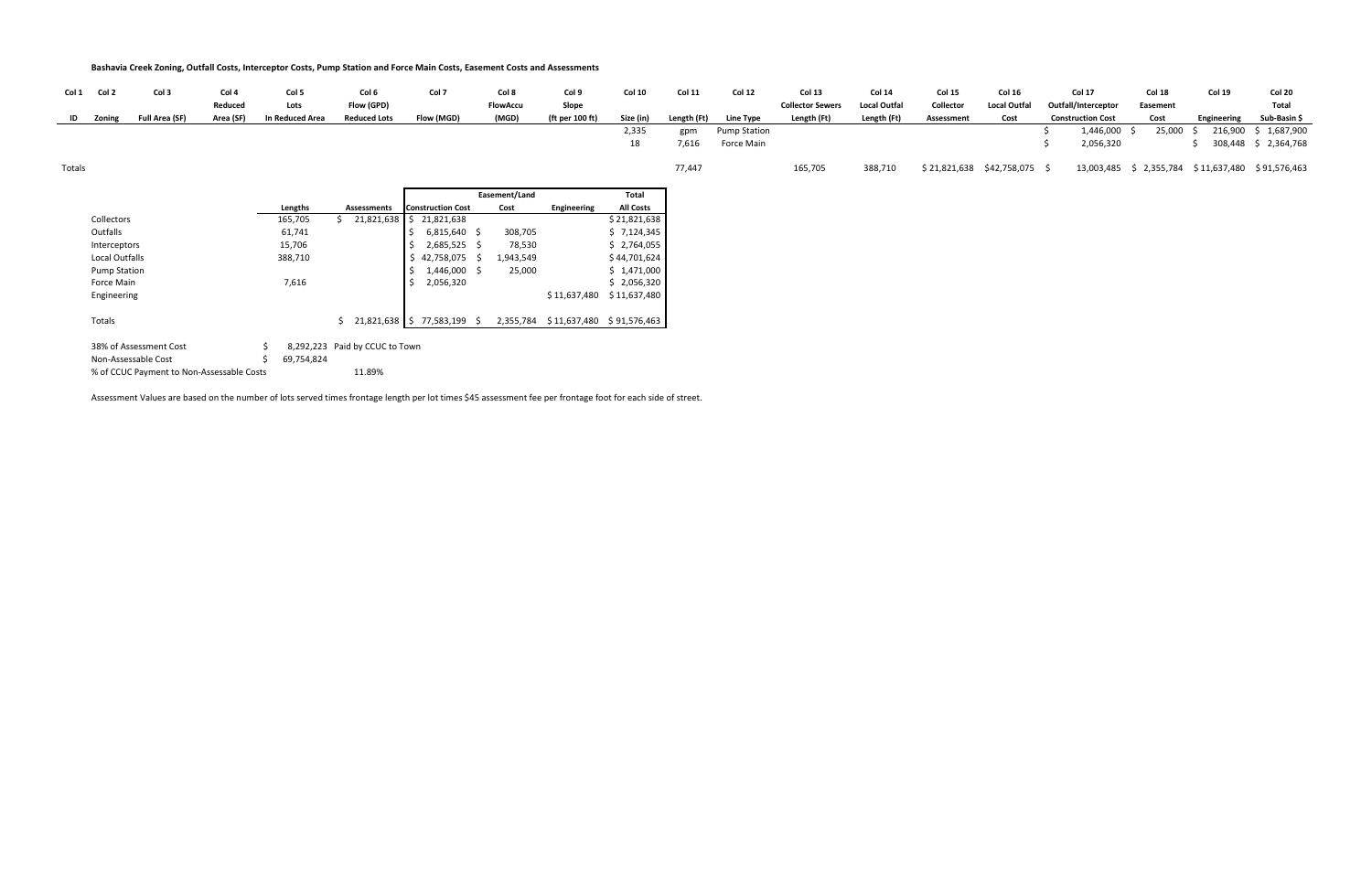**Bashavia Creek Zoning, Outfall Costs, Interceptor Costs, Pump Station and Force Main Costs, Easement Costs and Assessments**

| Col 1 | Col 2 | Col 3 | Col 4 | Col 5 | Col 6 | Col 7 | Col 8 | Col 9 | Col 10 | Col 11 | Col 12 | Col 13 | Col 14 | Col 15 | Col 16 | Col 17 | Col 18 | Col 19 | Col 20 |
|---|---|---|---|---|---|---|---|---|---|---|---|---|---|---|---|---|---|---|---|
| | | | Reduced | Lots | Flow (GPD) | | FlowAccu | Slope | | | | Collector Sewers | Local Outfal | Collector | Local Outfal | Outfall/Interceptor | Easement | | Total |
| ID | Zoning | Full Area (SF) | Area (SF) | In Reduced Area | Reduced Lots | Flow (MGD) | (MGD) | (ft per 100 ft) | Size (in) | Length (Ft) | Line Type | Length (Ft) | Length (Ft) | Assessment | Cost | Construction Cost | Cost | Engineering | Sub-Basin $ |
| | | | | | | | | | 2,335 | gpm | Pump Station | | | | | $ 1,446,000 | $ 25,000 | $ 216,900 | $ 1,687,900 |
| | | | | | | | | | 18 | 7,616 | Force Main | | | | | $ 2,056,320 | | $ 308,448 | $ 2,364,768 |
| Totals | | | | | | | | | | 77,447 | | 165,705 | 388,710 | $ 21,821,638 | $42,758,075 | $ 13,003,485 | $ 2,355,784 | $ 11,637,480 | $ 91,576,463 |

| | Lengths | Assessments | Construction Cost | Easement/Land Cost | Engineering | Total All Costs |
|---|---|---|---|---|---|---|
| Collectors | 165,705 | $ 21,821,638 | $ 21,821,638 | | | $ 21,821,638 |
| Outfalls | 61,741 | | $ 6,815,640 | $ 308,705 | | $ 7,124,345 |
| Interceptors | 15,706 | | $ 2,685,525 | $ 78,530 | | $ 2,764,055 |
| Local Outfalls | 388,710 | | $ 42,758,075 | $ 1,943,549 | | $ 44,701,624 |
| Pump Station | | | $ 1,446,000 | $ 25,000 | | $ 1,471,000 |
| Force Main | 7,616 | | $ 2,056,320 | | | $ 2,056,320 |
| Engineering | | | | | $ 11,637,480 | $ 11,637,480 |
| Totals | | $ 21,821,638 | $ 77,583,199 | $ 2,355,784 | $ 11,637,480 | $ 91,576,463 |

| | | |
|---|---|---|
| 38% of Assessment Cost | $ 8,292,223 | Paid by CCUC to Town |
| Non-Assessable Cost | $ 69,754,824 | |
| % of CCUC Payment to Non-Assessable Costs | 11.89% | |

Assessment Values are based on the number of lots served times frontage length per lot times $45 assessment fee per frontage foot for each side of street.